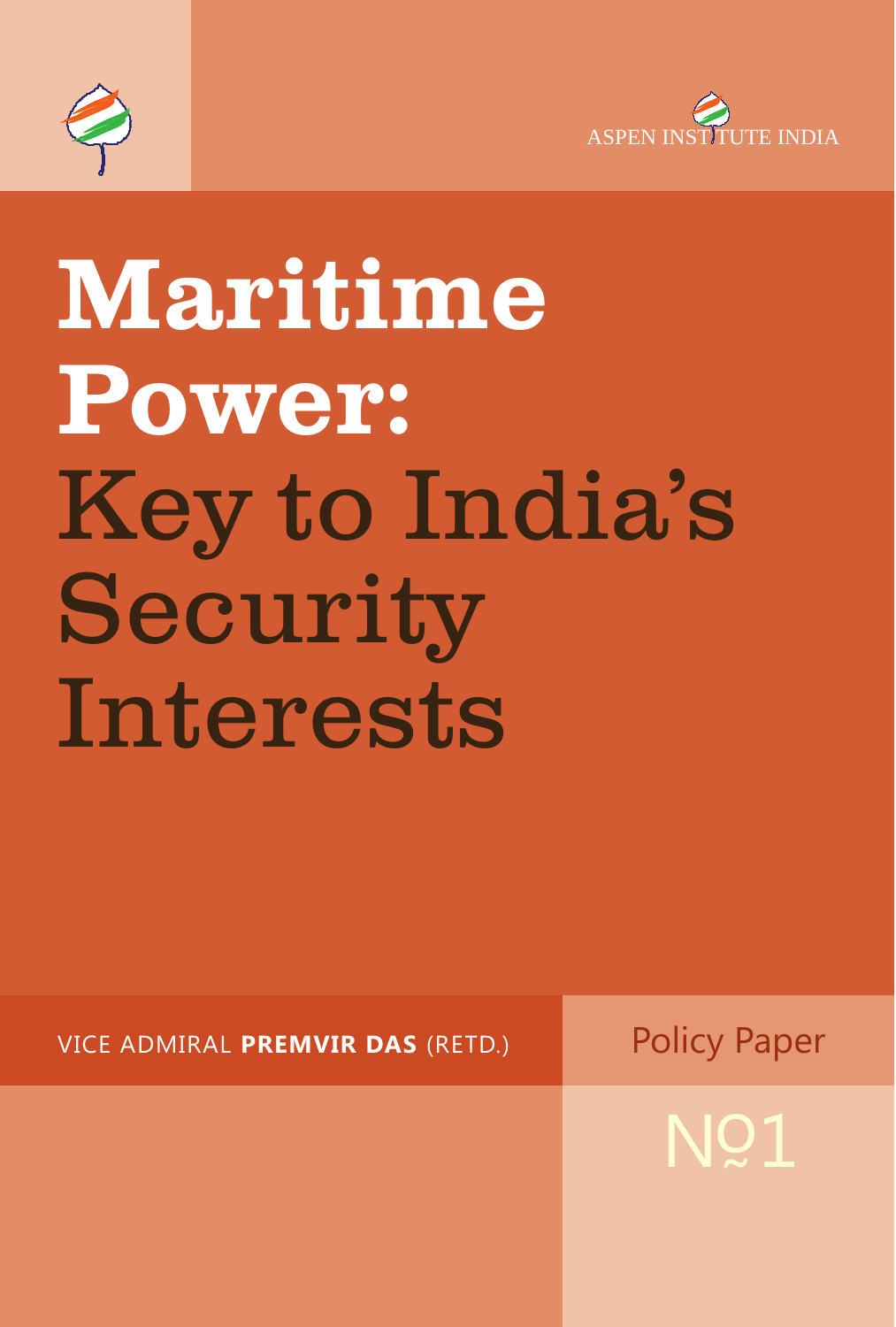ASPEN INSTITUTE INDIA

# Maritime Power: Key to India's Security Interests

VICE ADMIRAL **PREMVIR DAS** (RETD.)

Policy Paper

№1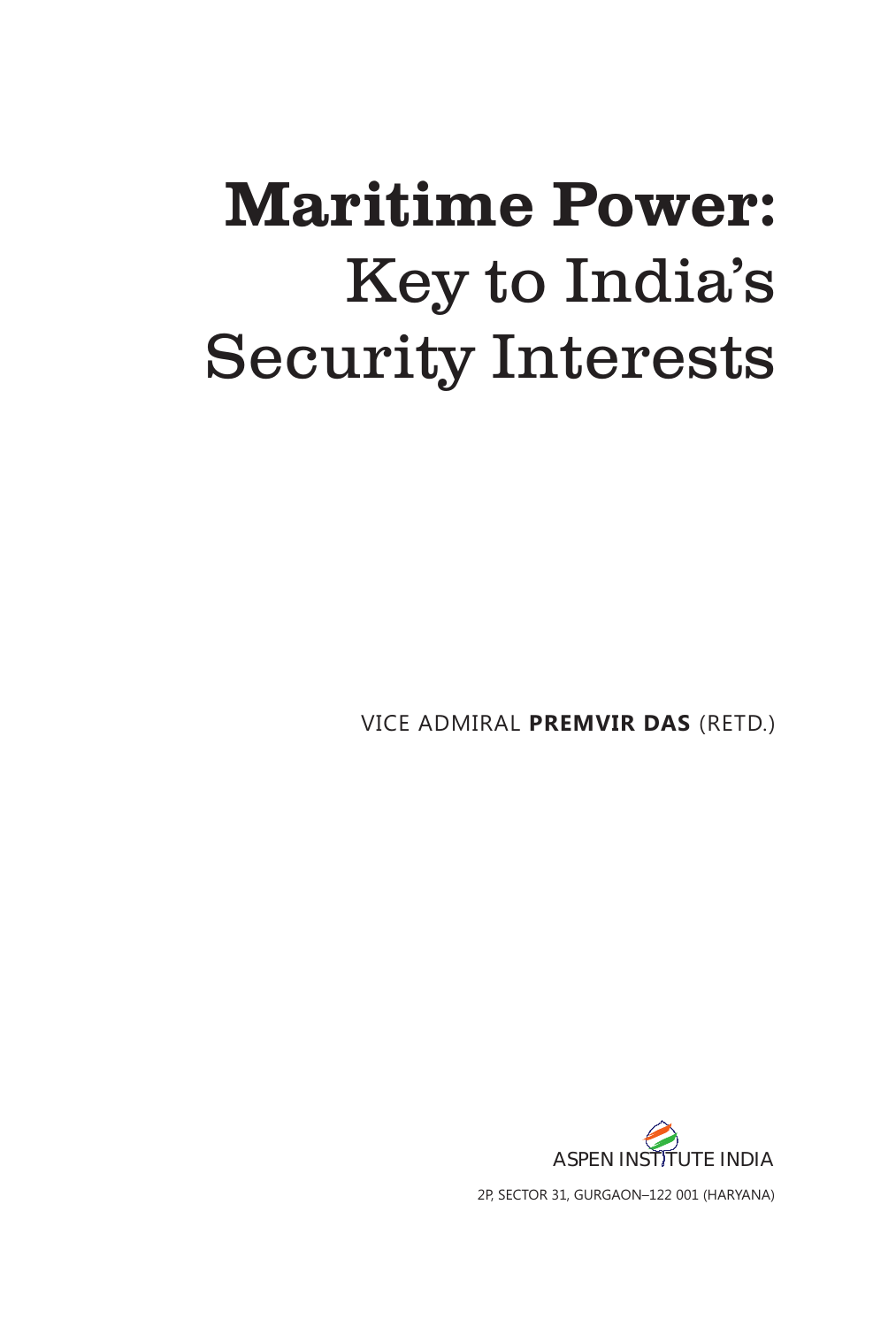# **Maritime Power:** Key to India's Security Interests

VICE ADMIRAL **PREMVIR DAS** (RETD.)

ASPEN INSTITUTE INDIA

2P, SECTOR 31, GURGAON–122 001 (HARYANA)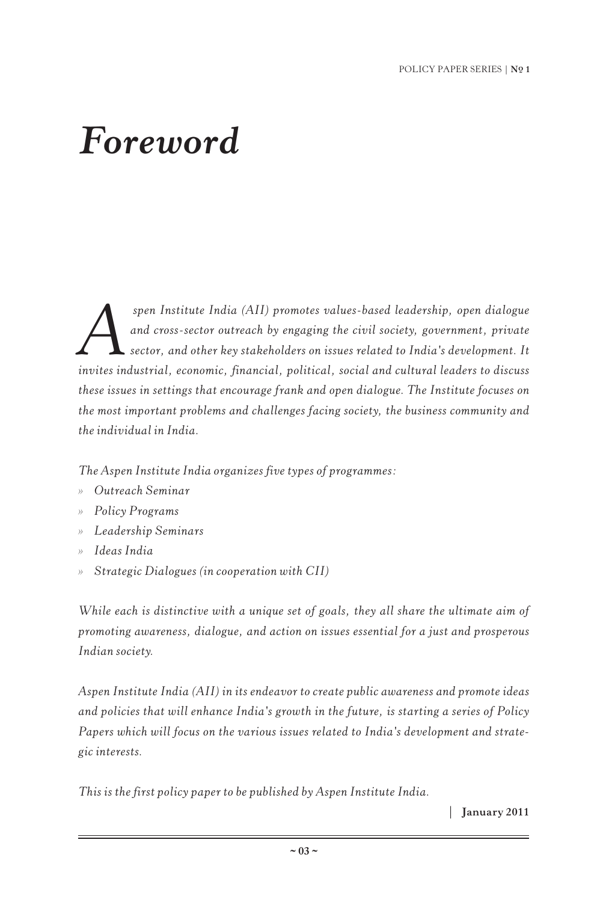# *Foreword*

*Aspen Institute India (AII) promotes values-based leadership, open dialogue and cross-sector outreach by engaging the civil society, government, private sector, and other key stakeholders on issues related to India's development. It invites industrial, economic, financial, political, social and cultural leaders to discuss these issues in settings that encourage frank and open dialogue. The Institute focuses on the most important problems and challenges facing society, the business community and the individual in India.*

*The Aspen Institute India organizes five types of programmes:*

- *Outreach Seminar*
- *Policy Programs*
- *Leadership Seminars*
- *Ideas India*
- *Strategic Dialogues (in cooperation with CII)*

*While each is distinctive with a unique set of goals, they all share the ultimate aim of promoting awareness, dialogue, and action on issues essential for a just and prosperous Indian society.*

*Aspen Institute India (AII) in its endeavor to create public awareness and promote ideas and policies that will enhance India's growth in the future, is starting a series of Policy Papers which will focus on the various issues related to India's development and strategic interests.*

*This is the first policy paper to be published by Aspen Institute India.*

**January 2011**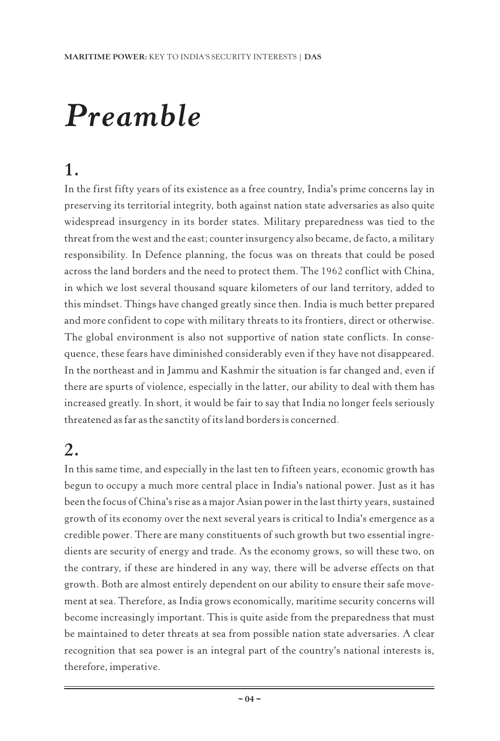# *Preamble*

## 1.

In the first fifty years of its existence as a free country, India's prime concerns lay in preserving its territorial integrity, both against nation state adversaries as also quite widespread insurgency in its border states. Military preparedness was tied to the threat from the west and the east; counter insurgency also became, de facto, a military responsibility. In Defence planning, the focus was on threats that could be posed across the land borders and the need to protect them. The 1962 conflict with China, in which we lost several thousand square kilometers of our land territory, added to this mindset. Things have changed greatly since then. India is much better prepared and more confident to cope with military threats to its frontiers, direct or otherwise. The global environment is also not supportive of nation state conflicts. In consequence, these fears have diminished considerably even if they have not disappeared. In the northeast and in Jammu and Kashmir the situation is far changed and, even if there are spurts of violence, especially in the latter, our ability to deal with them has increased greatly. In short, it would be fair to say that India no longer feels seriously threatened as far as the sanctity of its land borders is concerned.

## 2.

In this same time, and especially in the last ten to fifteen years, economic growth has begun to occupy a much more central place in India's national power. Just as it has been the focus of China's rise as a major Asian power in the last thirty years, sustained growth of its economy over the next several years is critical to India's emergence as a credible power. There are many constituents of such growth but two essential ingredients are security of energy and trade. As the economy grows, so will these two, on the contrary, if these are hindered in any way, there will be adverse effects on that growth. Both are almost entirely dependent on our ability to ensure their safe movement at sea. Therefore, as India grows economically, maritime security concerns will become increasingly important. This is quite aside from the preparedness that must be maintained to deter threats at sea from possible nation state adversaries. A clear recognition that sea power is an integral part of the country's national interests is, therefore, imperative.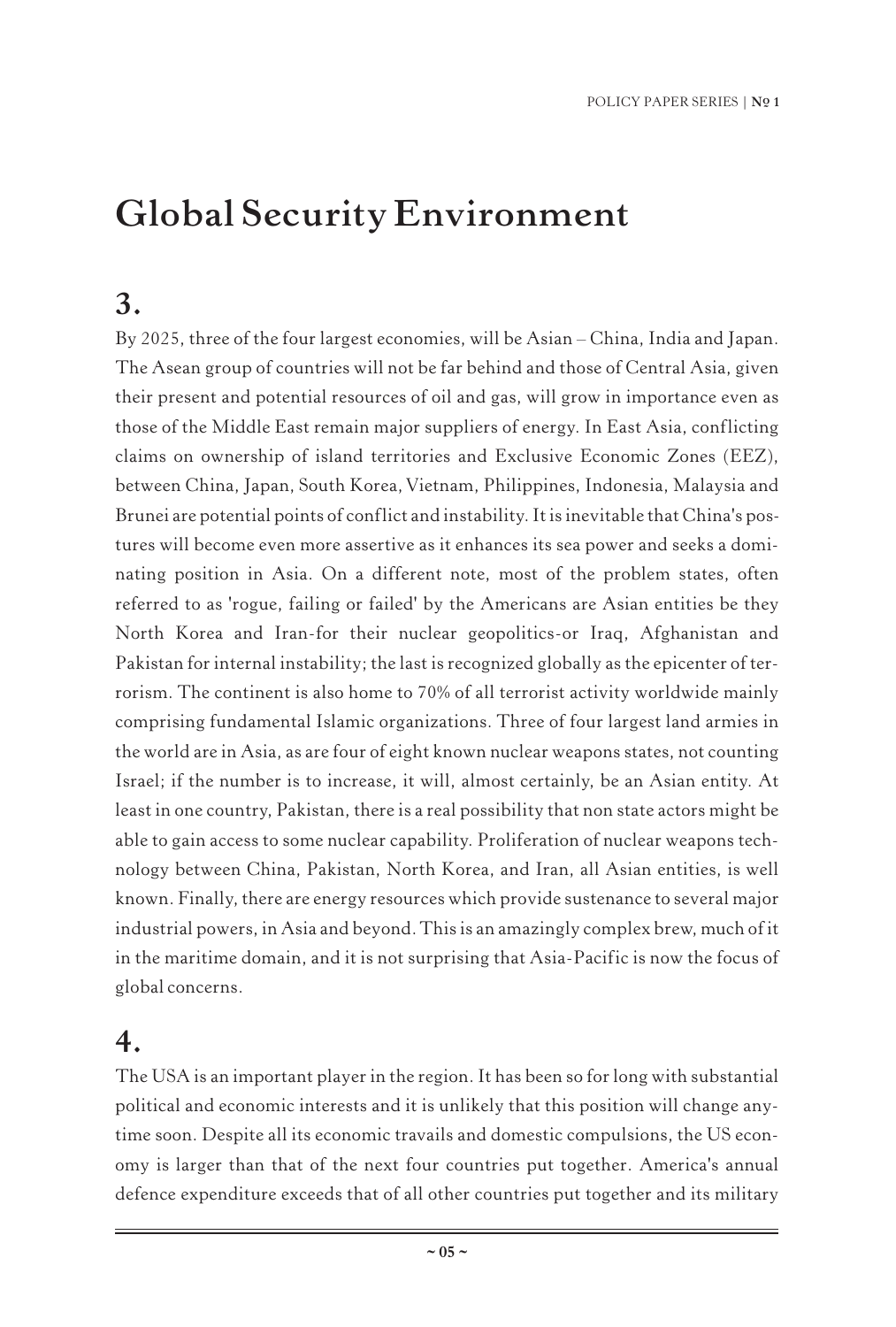# Global Security Environment

## 3.

By 2025, three of the four largest economies, will be Asian – China, India and Japan. The Asean group of countries will not be far behind and those of Central Asia, given their present and potential resources of oil and gas, will grow in importance even as those of the Middle East remain major suppliers of energy. In East Asia, conflicting claims on ownership of island territories and Exclusive Economic Zones (EEZ), between China, Japan, South Korea, Vietnam, Philippines, Indonesia, Malaysia and Brunei are potential points of conflict and instability. It is inevitable that China's postures will become even more assertive as it enhances its sea power and seeks a dominating position in Asia. On a different note, most of the problem states, often referred to as 'rogue, failing or failed' by the Americans are Asian entities be they North Korea and Iran-for their nuclear geopolitics-or Iraq, Afghanistan and Pakistan for internal instability; the last is recognized globally as the epicenter of terrorism. The continent is also home to 70% of all terrorist activity worldwide mainly comprising fundamental Islamic organizations. Three of four largest land armies in the world are in Asia, as are four of eight known nuclear weapons states, not counting Israel; if the number is to increase, it will, almost certainly, be an Asian entity. At least in one country, Pakistan, there is a real possibility that non state actors might be able to gain access to some nuclear capability. Proliferation of nuclear weapons technology between China, Pakistan, North Korea, and Iran, all Asian entities, is well known. Finally, there are energy resources which provide sustenance to several major industrial powers, in Asia and beyond. This is an amazingly complex brew, much of it in the maritime domain, and it is not surprising that Asia-Pacific is now the focus of global concerns.

## 4.

The USA is an important player in the region. It has been so for long with substantial political and economic interests and it is unlikely that this position will change anytime soon. Despite all its economic travails and domestic compulsions, the US economy is larger than that of the next four countries put together. America's annual defence expenditure exceeds that of all other countries put together and its military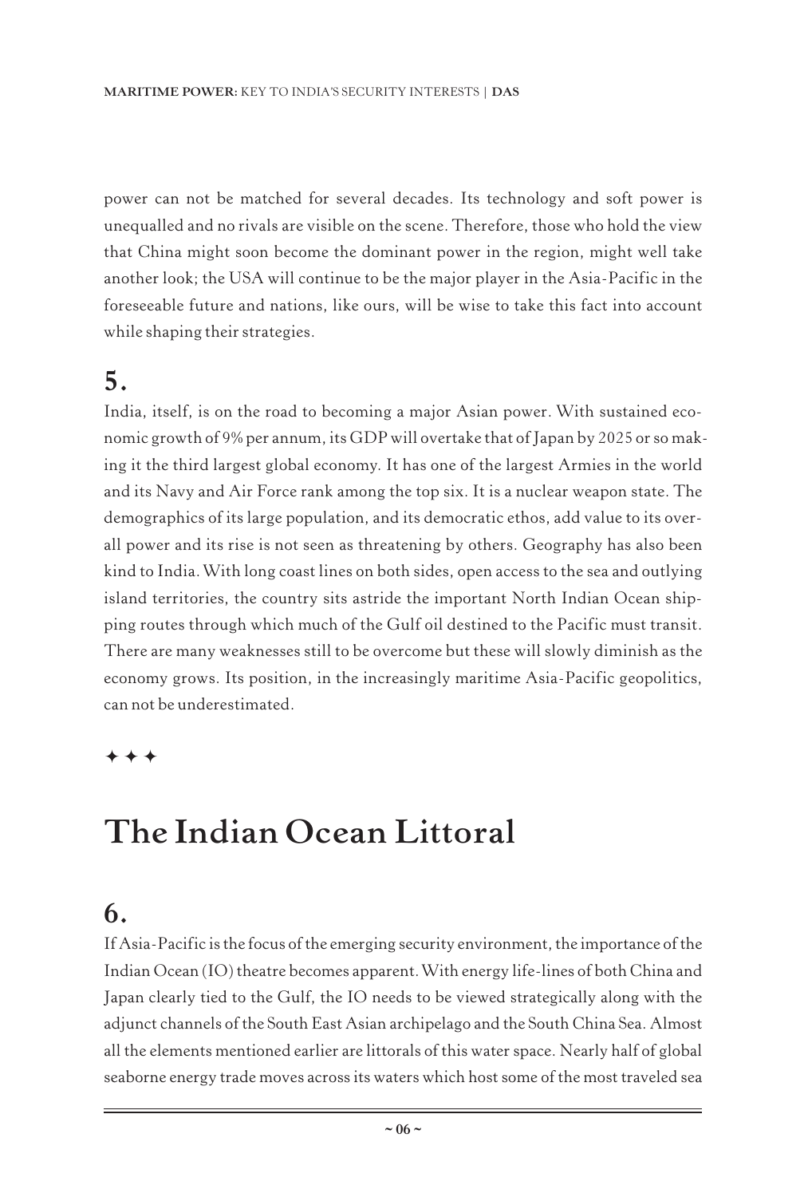power can not be matched for several decades. Its technology and soft power is unequalled and no rivals are visible on the scene. Therefore, those who hold the view that China might soon become the dominant power in the region, might well take another look; the USA will continue to be the major player in the Asia-Pacific in the foreseeable future and nations, like ours, will be wise to take this fact into account while shaping their strategies.

## 5.

India, itself, is on the road to becoming a major Asian power. With sustained economic growth of 9% per annum, its GDP will overtake that of Japan by 2025 or so making it the third largest global economy. It has one of the largest Armies in the world and its Navy and Air Force rank among the top six. It is a nuclear weapon state. The demographics of its large population, and its democratic ethos, add value to its overall power and its rise is not seen as threatening by others. Geography has also been kind to India. With long coast lines on both sides, open access to the sea and outlying island territories, the country sits astride the important North Indian Ocean shipping routes through which much of the Gulf oil destined to the Pacific must transit. There are many weaknesses still to be overcome but these will slowly diminish as the economy grows. Its position, in the increasingly maritime Asia-Pacific geopolitics, can not be underestimated.

✦ ✦ ✦

# The Indian Ocean Littoral

## 6.

If Asia-Pacific is the focus of the emerging security environment, the importance of the Indian Ocean (IO) theatre becomes apparent. With energy life-lines of both China and Japan clearly tied to the Gulf, the IO needs to be viewed strategically along with the adjunct channels of the South East Asian archipelago and the South China Sea. Almost all the elements mentioned earlier are littorals of this water space. Nearly half of global seaborne energy trade moves across its waters which host some of the most traveled sea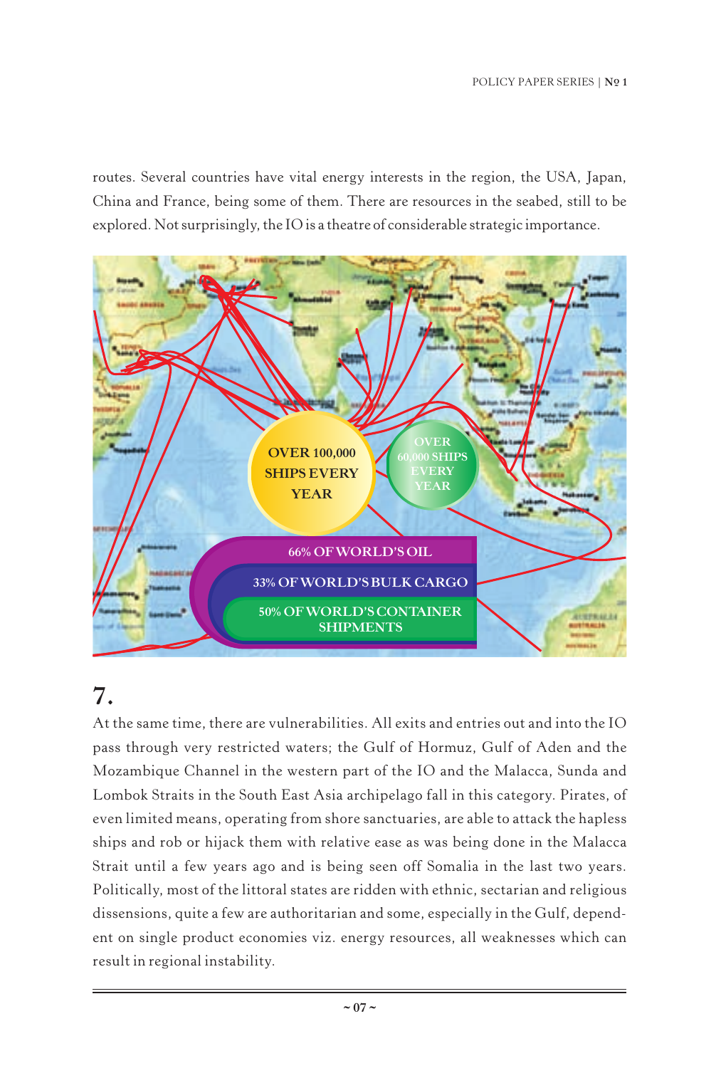routes. Several countries have vital energy interests in the region, the USA, Japan, China and France, being some of them. There are resources in the seabed, still to be explored. Not surprisingly, the IO is a theatre of considerable strategic importance.

OVER 100,000 SHIPS EVERY YEAR

OVER 60,000 SHIPS EVERY YEAR

66% OF WORLD'S OIL

33% OF WORLD'S BULK CARGO

50% OF WORLD'S CONTAINER SHIPMENTS

## 7.

At the same time, there are vulnerabilities. All exits and entries out and into the IO pass through very restricted waters; the Gulf of Hormuz, Gulf of Aden and the Mozambique Channel in the western part of the IO and the Malacca, Sunda and Lombok Straits in the South East Asia archipelago fall in this category. Pirates, of even limited means, operating from shore sanctuaries, are able to attack the hapless ships and rob or hijack them with relative ease as was being done in the Malacca Strait until a few years ago and is being seen off Somalia in the last two years. Politically, most of the littoral states are ridden with ethnic, sectarian and religious dissensions, quite a few are authoritarian and some, especially in the Gulf, dependent on single product economies viz. energy resources, all weaknesses which can result in regional instability.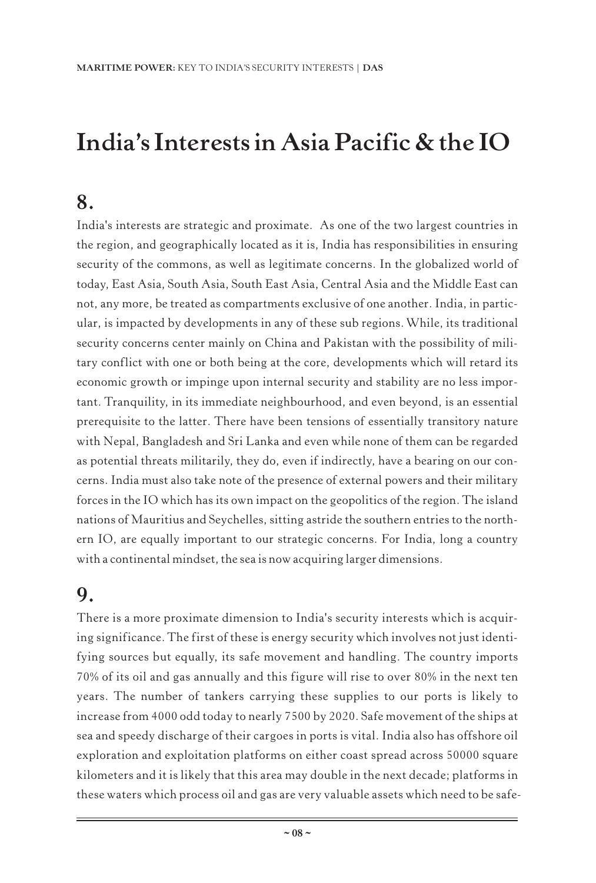# India's Interests in Asia Pacific & the IO

## 8.

India's interests are strategic and proximate. As one of the two largest countries in the region, and geographically located as it is, India has responsibilities in ensuring security of the commons, as well as legitimate concerns. In the globalized world of today, East Asia, South Asia, South East Asia, Central Asia and the Middle East can not, any more, be treated as compartments exclusive of one another. India, in particular, is impacted by developments in any of these sub regions. While, its traditional security concerns center mainly on China and Pakistan with the possibility of military conflict with one or both being at the core, developments which will retard its economic growth or impinge upon internal security and stability are no less important. Tranquility, in its immediate neighbourhood, and even beyond, is an essential prerequisite to the latter. There have been tensions of essentially transitory nature with Nepal, Bangladesh and Sri Lanka and even while none of them can be regarded as potential threats militarily, they do, even if indirectly, have a bearing on our concerns. India must also take note of the presence of external powers and their military forces in the IO which has its own impact on the geopolitics of the region. The island nations of Mauritius and Seychelles, sitting astride the southern entries to the northern IO, are equally important to our strategic concerns. For India, long a country with a continental mindset, the sea is now acquiring larger dimensions.

## 9.

There is a more proximate dimension to India's security interests which is acquiring significance. The first of these is energy security which involves not just identifying sources but equally, its safe movement and handling. The country imports 70% of its oil and gas annually and this figure will rise to over 80% in the next ten years. The number of tankers carrying these supplies to our ports is likely to increase from 4000 odd today to nearly 7500 by 2020. Safe movement of the ships at sea and speedy discharge of their cargoes in ports is vital. India also has offshore oil exploration and exploitation platforms on either coast spread across 50000 square kilometers and it is likely that this area may double in the next decade; platforms in these waters which process oil and gas are very valuable assets which need to be safe-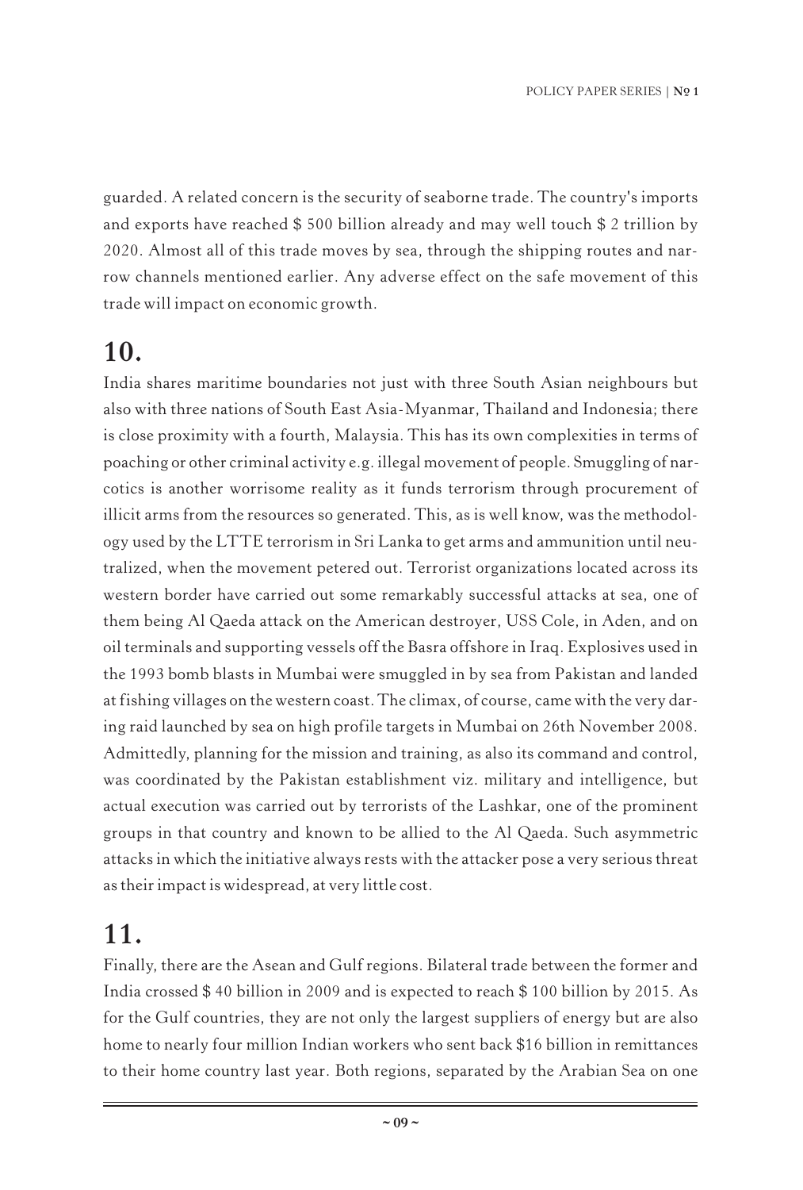guarded. A related concern is the security of seaborne trade. The country's imports and exports have reached $ 500 billion already and may well touch $ 2 trillion by 2020. Almost all of this trade moves by sea, through the shipping routes and narrow channels mentioned earlier. Any adverse effect on the safe movement of this trade will impact on economic growth.

## 10.

India shares maritime boundaries not just with three South Asian neighbours but also with three nations of South East Asia-Myanmar, Thailand and Indonesia; there is close proximity with a fourth, Malaysia. This has its own complexities in terms of poaching or other criminal activity e.g. illegal movement of people. Smuggling of narcotics is another worrisome reality as it funds terrorism through procurement of illicit arms from the resources so generated. This, as is well know, was the methodology used by the LTTE terrorism in Sri Lanka to get arms and ammunition until neutralized, when the movement petered out. Terrorist organizations located across its western border have carried out some remarkably successful attacks at sea, one of them being Al Qaeda attack on the American destroyer, USS Cole, in Aden, and on oil terminals and supporting vessels off the Basra offshore in Iraq. Explosives used in the 1993 bomb blasts in Mumbai were smuggled in by sea from Pakistan and landed at fishing villages on the western coast. The climax, of course, came with the very daring raid launched by sea on high profile targets in Mumbai on 26th November 2008. Admittedly, planning for the mission and training, as also its command and control, was coordinated by the Pakistan establishment viz. military and intelligence, but actual execution was carried out by terrorists of the Lashkar, one of the prominent groups in that country and known to be allied to the Al Qaeda. Such asymmetric attacks in which the initiative always rests with the attacker pose a very serious threat as their impact is widespread, at very little cost.

## 11.

Finally, there are the Asean and Gulf regions. Bilateral trade between the former and India crossed $ 40 billion in 2009 and is expected to reach $ 100 billion by 2015. As for the Gulf countries, they are not only the largest suppliers of energy but are also home to nearly four million Indian workers who sent back $16 billion in remittances to their home country last year. Both regions, separated by the Arabian Sea on one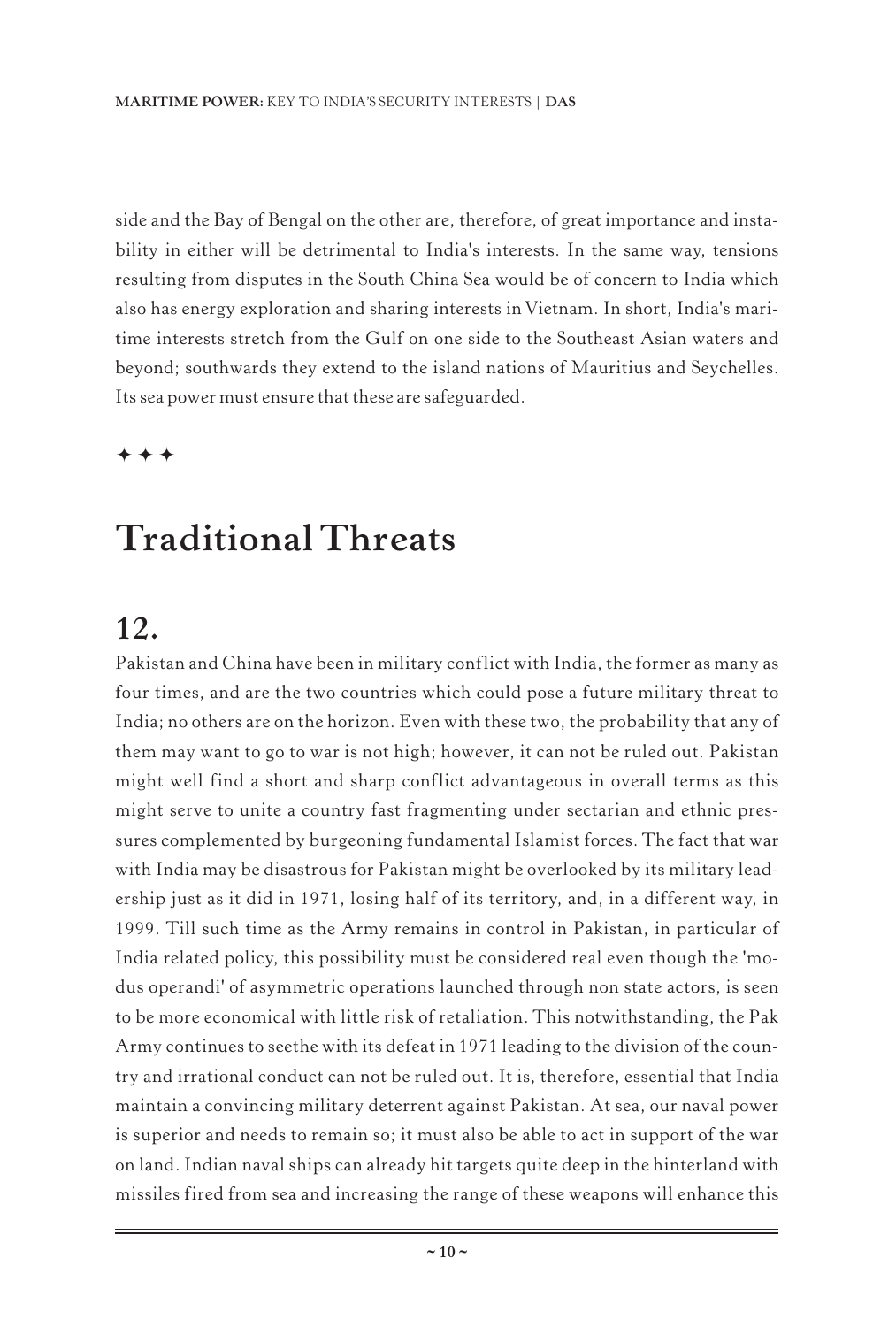side and the Bay of Bengal on the other are, therefore, of great importance and instability in either will be detrimental to India's interests. In the same way, tensions resulting from disputes in the South China Sea would be of concern to India which also has energy exploration and sharing interests in Vietnam. In short, India's maritime interests stretch from the Gulf on one side to the Southeast Asian waters and beyond; southwards they extend to the island nations of Mauritius and Seychelles. Its sea power must ensure that these are safeguarded.

✦ ✦ ✦

# Traditional Threats

## 12.

Pakistan and China have been in military conflict with India, the former as many as four times, and are the two countries which could pose a future military threat to India; no others are on the horizon. Even with these two, the probability that any of them may want to go to war is not high; however, it can not be ruled out. Pakistan might well find a short and sharp conflict advantageous in overall terms as this might serve to unite a country fast fragmenting under sectarian and ethnic pressures complemented by burgeoning fundamental Islamist forces. The fact that war with India may be disastrous for Pakistan might be overlooked by its military leadership just as it did in 1971, losing half of its territory, and, in a different way, in 1999. Till such time as the Army remains in control in Pakistan, in particular of India related policy, this possibility must be considered real even though the 'modus operandi' of asymmetric operations launched through non state actors, is seen to be more economical with little risk of retaliation. This notwithstanding, the Pak Army continues to seethe with its defeat in 1971 leading to the division of the country and irrational conduct can not be ruled out. It is, therefore, essential that India maintain a convincing military deterrent against Pakistan. At sea, our naval power is superior and needs to remain so; it must also be able to act in support of the war on land. Indian naval ships can already hit targets quite deep in the hinterland with missiles fired from sea and increasing the range of these weapons will enhance this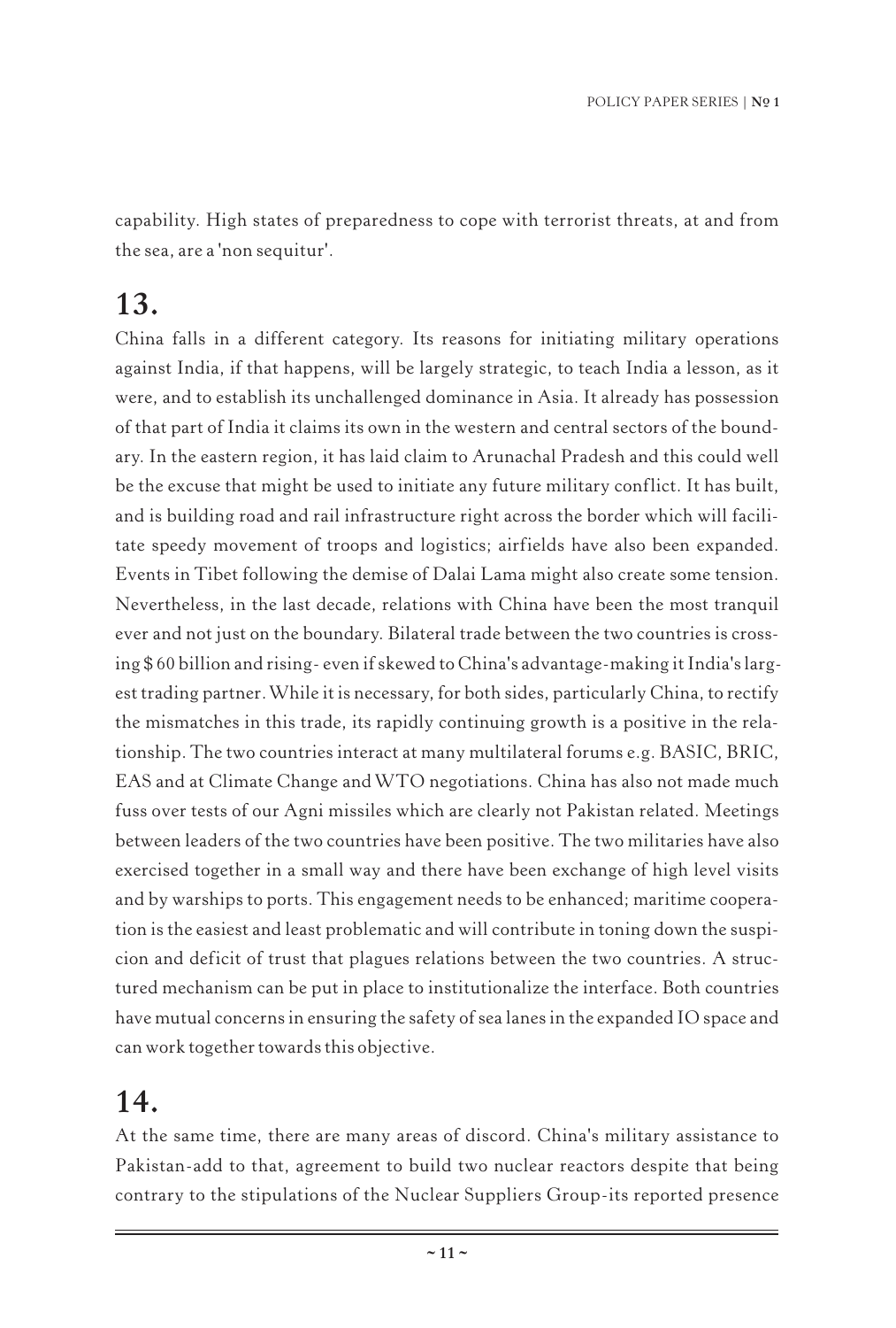capability. High states of preparedness to cope with terrorist threats, at and from the sea, are a 'non sequitur'.

## 13.

China falls in a different category. Its reasons for initiating military operations against India, if that happens, will be largely strategic, to teach India a lesson, as it were, and to establish its unchallenged dominance in Asia. It already has possession of that part of India it claims its own in the western and central sectors of the boundary. In the eastern region, it has laid claim to Arunachal Pradesh and this could well be the excuse that might be used to initiate any future military conflict. It has built, and is building road and rail infrastructure right across the border which will facilitate speedy movement of troops and logistics; airfields have also been expanded. Events in Tibet following the demise of Dalai Lama might also create some tension. Nevertheless, in the last decade, relations with China have been the most tranquil ever and not just on the boundary. Bilateral trade between the two countries is crossing $ 60 billion and rising- even if skewed to China's advantage-making it India's largest trading partner. While it is necessary, for both sides, particularly China, to rectify the mismatches in this trade, its rapidly continuing growth is a positive in the relationship. The two countries interact at many multilateral forums e.g. BASIC, BRIC, EAS and at Climate Change and WTO negotiations. China has also not made much fuss over tests of our Agni missiles which are clearly not Pakistan related. Meetings between leaders of the two countries have been positive. The two militaries have also exercised together in a small way and there have been exchange of high level visits and by warships to ports. This engagement needs to be enhanced; maritime cooperation is the easiest and least problematic and will contribute in toning down the suspicion and deficit of trust that plagues relations between the two countries. A structured mechanism can be put in place to institutionalize the interface. Both countries have mutual concerns in ensuring the safety of sea lanes in the expanded IO space and can work together towards this objective.

## 14.

At the same time, there are many areas of discord. China's military assistance to Pakistan-add to that, agreement to build two nuclear reactors despite that being contrary to the stipulations of the Nuclear Suppliers Group-its reported presence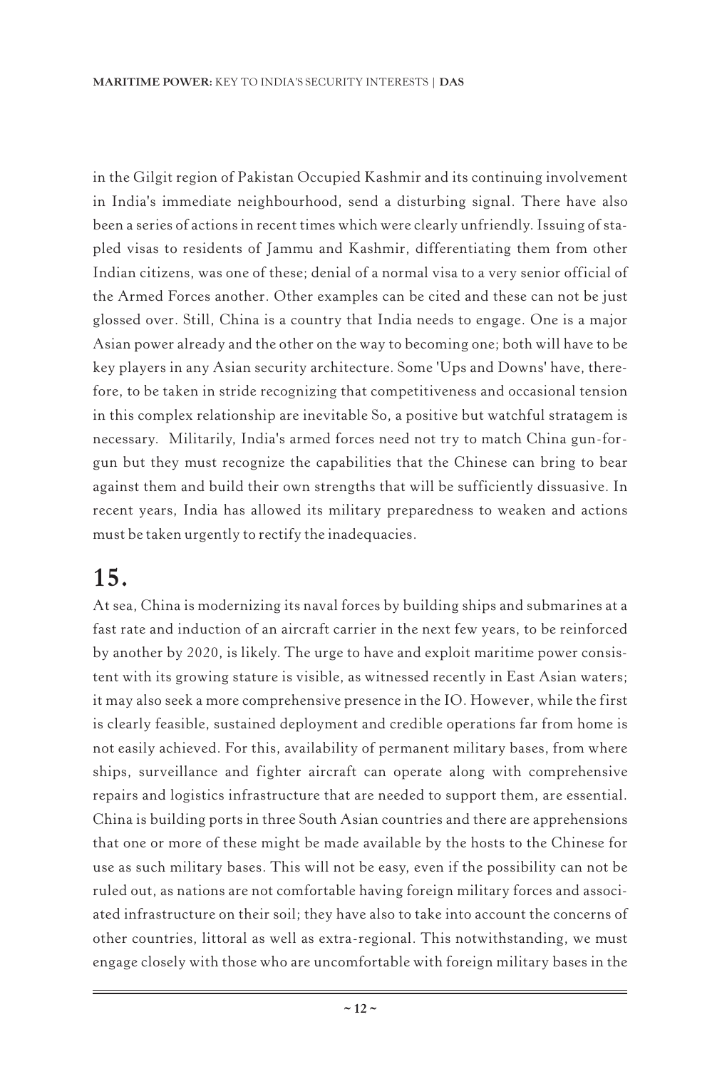in the Gilgit region of Pakistan Occupied Kashmir and its continuing involvement in India's immediate neighbourhood, send a disturbing signal. There have also been a series of actions in recent times which were clearly unfriendly. Issuing of stapled visas to residents of Jammu and Kashmir, differentiating them from other Indian citizens, was one of these; denial of a normal visa to a very senior official of the Armed Forces another. Other examples can be cited and these can not be just glossed over. Still, China is a country that India needs to engage. One is a major Asian power already and the other on the way to becoming one; both will have to be key players in any Asian security architecture. Some 'Ups and Downs' have, therefore, to be taken in stride recognizing that competitiveness and occasional tension in this complex relationship are inevitable So, a positive but watchful stratagem is necessary. Militarily, India's armed forces need not try to match China gun-for-gun but they must recognize the capabilities that the Chinese can bring to bear against them and build their own strengths that will be sufficiently dissuasive. In recent years, India has allowed its military preparedness to weaken and actions must be taken urgently to rectify the inadequacies.

## 15.

At sea, China is modernizing its naval forces by building ships and submarines at a fast rate and induction of an aircraft carrier in the next few years, to be reinforced by another by 2020, is likely. The urge to have and exploit maritime power consistent with its growing stature is visible, as witnessed recently in East Asian waters; it may also seek a more comprehensive presence in the IO. However, while the first is clearly feasible, sustained deployment and credible operations far from home is not easily achieved. For this, availability of permanent military bases, from where ships, surveillance and fighter aircraft can operate along with comprehensive repairs and logistics infrastructure that are needed to support them, are essential. China is building ports in three South Asian countries and there are apprehensions that one or more of these might be made available by the hosts to the Chinese for use as such military bases. This will not be easy, even if the possibility can not be ruled out, as nations are not comfortable having foreign military forces and associated infrastructure on their soil; they have also to take into account the concerns of other countries, littoral as well as extra-regional. This notwithstanding, we must engage closely with those who are uncomfortable with foreign military bases in the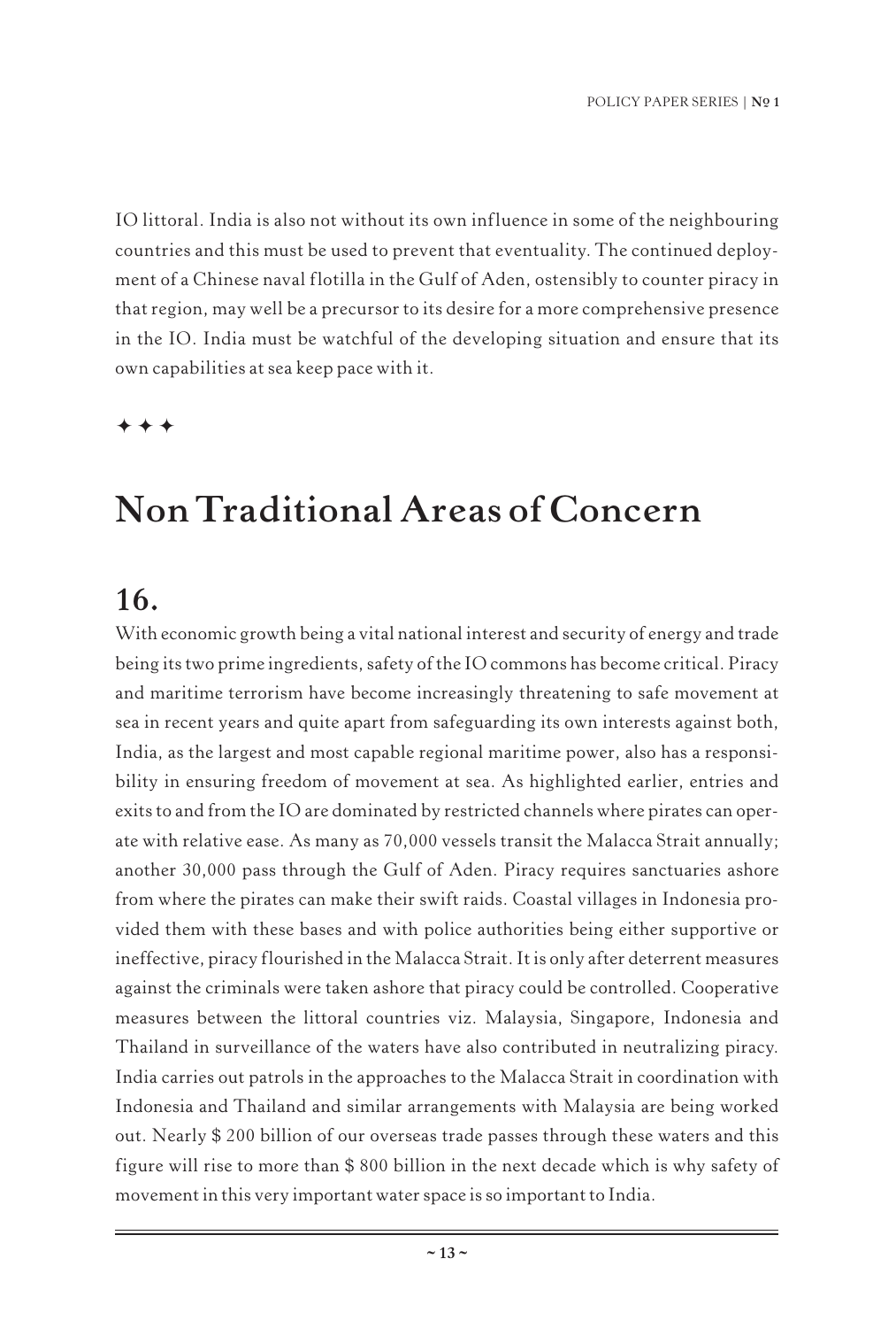IO littoral. India is also not without its own influence in some of the neighbouring countries and this must be used to prevent that eventuality. The continued deployment of a Chinese naval flotilla in the Gulf of Aden, ostensibly to counter piracy in that region, may well be a precursor to its desire for a more comprehensive presence in the IO. India must be watchful of the developing situation and ensure that its own capabilities at sea keep pace with it.

✦ ✦ ✦

# Non Traditional Areas of Concern

## 16.

With economic growth being a vital national interest and security of energy and trade being its two prime ingredients, safety of the IO commons has become critical. Piracy and maritime terrorism have become increasingly threatening to safe movement at sea in recent years and quite apart from safeguarding its own interests against both, India, as the largest and most capable regional maritime power, also has a responsibility in ensuring freedom of movement at sea. As highlighted earlier, entries and exits to and from the IO are dominated by restricted channels where pirates can operate with relative ease. As many as 70,000 vessels transit the Malacca Strait annually; another 30,000 pass through the Gulf of Aden. Piracy requires sanctuaries ashore from where the pirates can make their swift raids. Coastal villages in Indonesia provided them with these bases and with police authorities being either supportive or ineffective, piracy flourished in the Malacca Strait. It is only after deterrent measures against the criminals were taken ashore that piracy could be controlled. Cooperative measures between the littoral countries viz. Malaysia, Singapore, Indonesia and Thailand in surveillance of the waters have also contributed in neutralizing piracy. India carries out patrols in the approaches to the Malacca Strait in coordination with Indonesia and Thailand and similar arrangements with Malaysia are being worked out. Nearly $ 200 billion of our overseas trade passes through these waters and this figure will rise to more than $ 800 billion in the next decade which is why safety of movement in this very important water space is so important to India.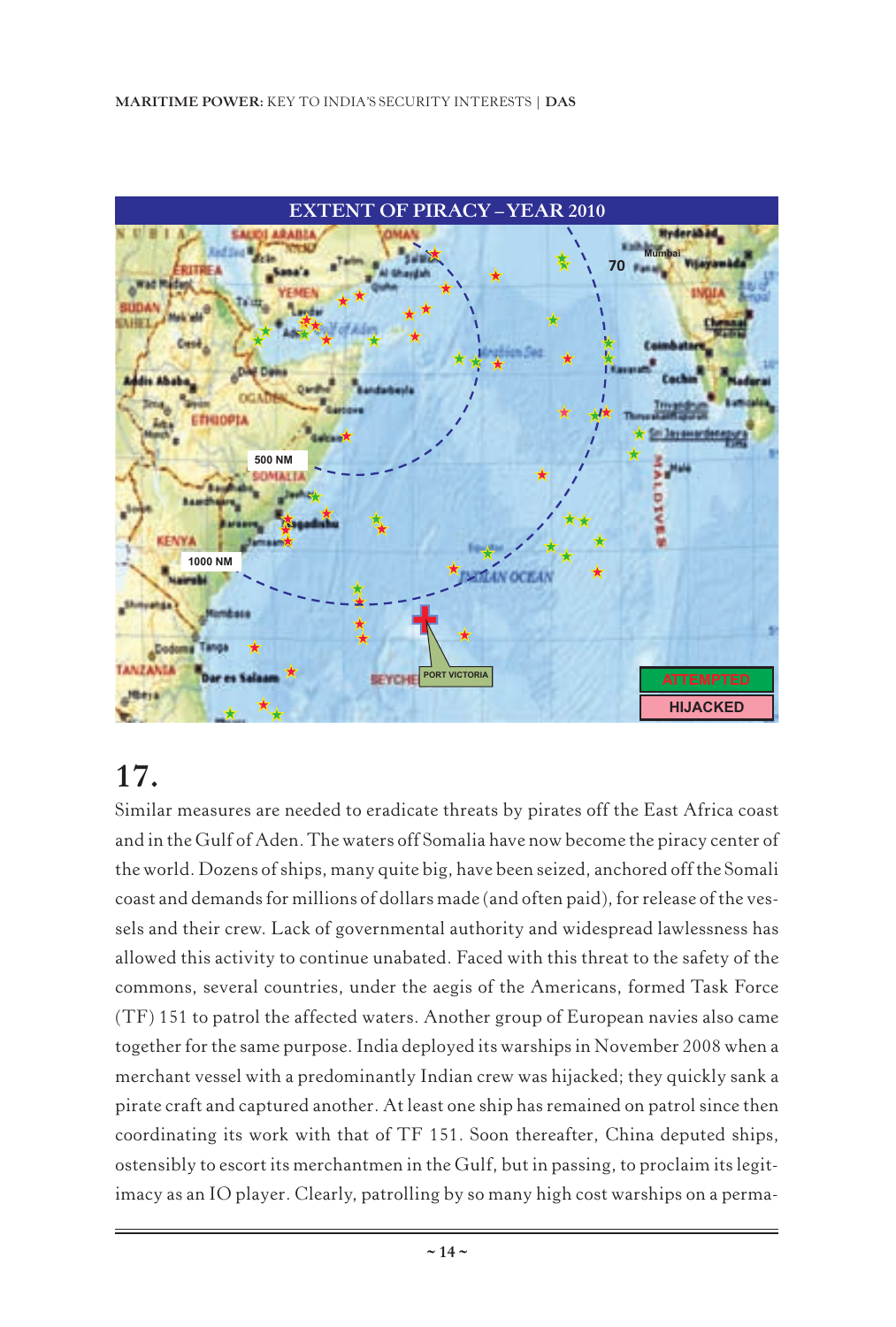EXTENT OF PIRACY – YEAR 2010

## 17.

Similar measures are needed to eradicate threats by pirates off the East Africa coast and in the Gulf of Aden. The waters off Somalia have now become the piracy center of the world. Dozens of ships, many quite big, have been seized, anchored off the Somali coast and demands for millions of dollars made (and often paid), for release of the vessels and their crew. Lack of governmental authority and widespread lawlessness has allowed this activity to continue unabated. Faced with this threat to the safety of the commons, several countries, under the aegis of the Americans, formed Task Force (TF) 151 to patrol the affected waters. Another group of European navies also came together for the same purpose. India deployed its warships in November 2008 when a merchant vessel with a predominantly Indian crew was hijacked; they quickly sank a pirate craft and captured another. At least one ship has remained on patrol since then coordinating its work with that of TF 151. Soon thereafter, China deputed ships, ostensibly to escort its merchantmen in the Gulf, but in passing, to proclaim its legitimacy as an IO player. Clearly, patrolling by so many high cost warships on a perma-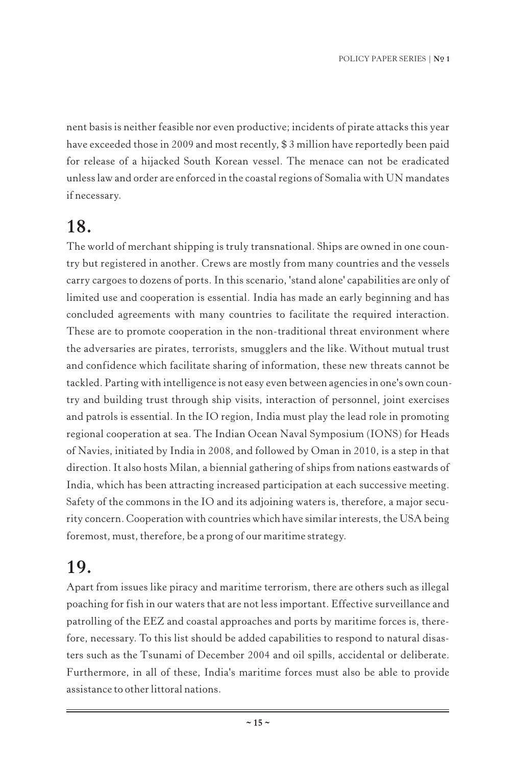nent basis is neither feasible nor even productive; incidents of pirate attacks this year have exceeded those in 2009 and most recently, $ 3 million have reportedly been paid for release of a hijacked South Korean vessel. The menace can not be eradicated unless law and order are enforced in the coastal regions of Somalia with UN mandates if necessary.

## 18.

The world of merchant shipping is truly transnational. Ships are owned in one country but registered in another. Crews are mostly from many countries and the vessels carry cargoes to dozens of ports. In this scenario, 'stand alone' capabilities are only of limited use and cooperation is essential. India has made an early beginning and has concluded agreements with many countries to facilitate the required interaction. These are to promote cooperation in the non-traditional threat environment where the adversaries are pirates, terrorists, smugglers and the like. Without mutual trust and confidence which facilitate sharing of information, these new threats cannot be tackled. Parting with intelligence is not easy even between agencies in one's own country and building trust through ship visits, interaction of personnel, joint exercises and patrols is essential. In the IO region, India must play the lead role in promoting regional cooperation at sea. The Indian Ocean Naval Symposium (IONS) for Heads of Navies, initiated by India in 2008, and followed by Oman in 2010, is a step in that direction. It also hosts Milan, a biennial gathering of ships from nations eastwards of India, which has been attracting increased participation at each successive meeting. Safety of the commons in the IO and its adjoining waters is, therefore, a major security concern. Cooperation with countries which have similar interests, the USA being foremost, must, therefore, be a prong of our maritime strategy.

## 19.

Apart from issues like piracy and maritime terrorism, there are others such as illegal poaching for fish in our waters that are not less important. Effective surveillance and patrolling of the EEZ and coastal approaches and ports by maritime forces is, therefore, necessary. To this list should be added capabilities to respond to natural disasters such as the Tsunami of December 2004 and oil spills, accidental or deliberate. Furthermore, in all of these, India's maritime forces must also be able to provide assistance to other littoral nations.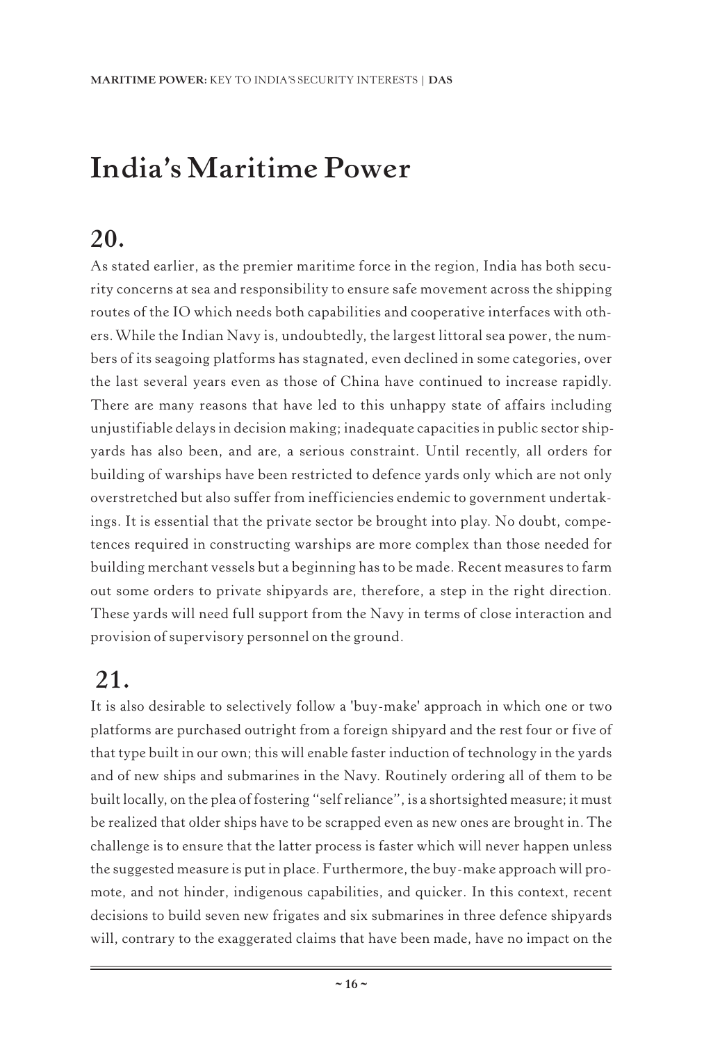# India's Maritime Power

## 20.

As stated earlier, as the premier maritime force in the region, India has both security concerns at sea and responsibility to ensure safe movement across the shipping routes of the IO which needs both capabilities and cooperative interfaces with others. While the Indian Navy is, undoubtedly, the largest littoral sea power, the numbers of its seagoing platforms has stagnated, even declined in some categories, over the last several years even as those of China have continued to increase rapidly. There are many reasons that have led to this unhappy state of affairs including unjustifiable delays in decision making; inadequate capacities in public sector shipyards has also been, and are, a serious constraint. Until recently, all orders for building of warships have been restricted to defence yards only which are not only overstretched but also suffer from inefficiencies endemic to government undertakings. It is essential that the private sector be brought into play. No doubt, competences required in constructing warships are more complex than those needed for building merchant vessels but a beginning has to be made. Recent measures to farm out some orders to private shipyards are, therefore, a step in the right direction. These yards will need full support from the Navy in terms of close interaction and provision of supervisory personnel on the ground.

## 21.

It is also desirable to selectively follow a 'buy-make' approach in which one or two platforms are purchased outright from a foreign shipyard and the rest four or five of that type built in our own; this will enable faster induction of technology in the yards and of new ships and submarines in the Navy. Routinely ordering all of them to be built locally, on the plea of fostering "self reliance", is a shortsighted measure; it must be realized that older ships have to be scrapped even as new ones are brought in. The challenge is to ensure that the latter process is faster which will never happen unless the suggested measure is put in place. Furthermore, the buy-make approach will promote, and not hinder, indigenous capabilities, and quicker. In this context, recent decisions to build seven new frigates and six submarines in three defence shipyards will, contrary to the exaggerated claims that have been made, have no impact on the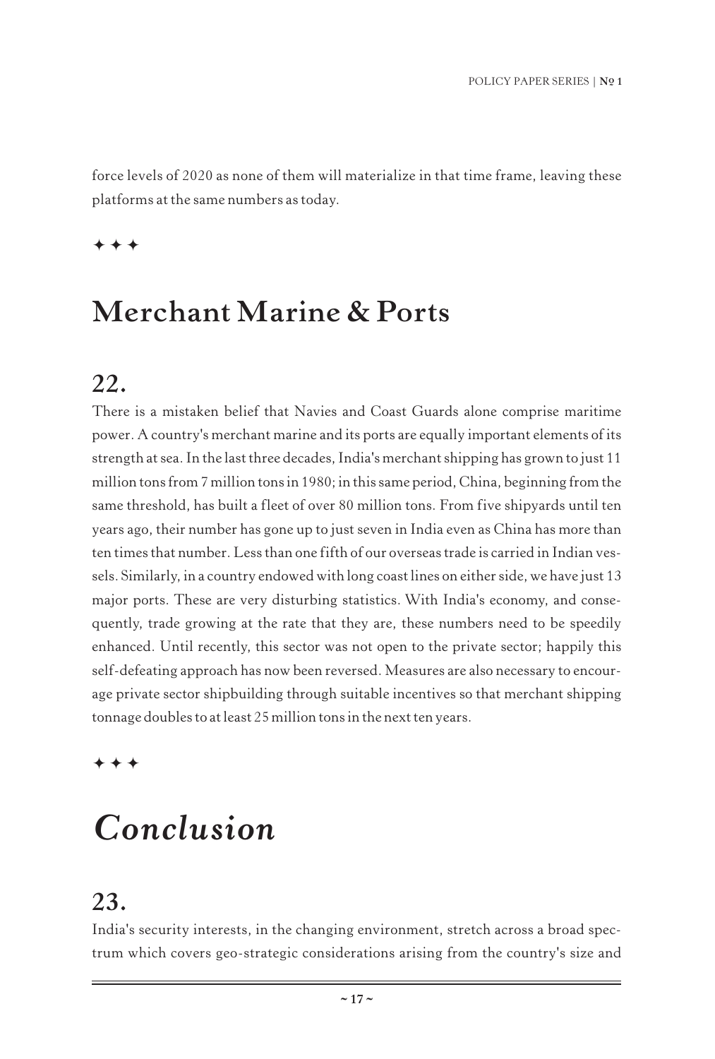force levels of 2020 as none of them will materialize in that time frame, leaving these platforms at the same numbers as today.

✦ ✦ ✦

# Merchant Marine & Ports

## 22.

There is a mistaken belief that Navies and Coast Guards alone comprise maritime power. A country's merchant marine and its ports are equally important elements of its strength at sea. In the last three decades, India's merchant shipping has grown to just 11 million tons from 7 million tons in 1980; in this same period, China, beginning from the same threshold, has built a fleet of over 80 million tons. From five shipyards until ten years ago, their number has gone up to just seven in India even as China has more than ten times that number. Less than one fifth of our overseas trade is carried in Indian vessels. Similarly, in a country endowed with long coast lines on either side, we have just 13 major ports. These are very disturbing statistics. With India's economy, and consequently, trade growing at the rate that they are, these numbers need to be speedily enhanced. Until recently, this sector was not open to the private sector; happily this self-defeating approach has now been reversed. Measures are also necessary to encourage private sector shipbuilding through suitable incentives so that merchant shipping tonnage doubles to at least 25 million tons in the next ten years.

✦ ✦ ✦

# *Conclusion*

## 23.

India's security interests, in the changing environment, stretch across a broad spectrum which covers geo-strategic considerations arising from the country's size and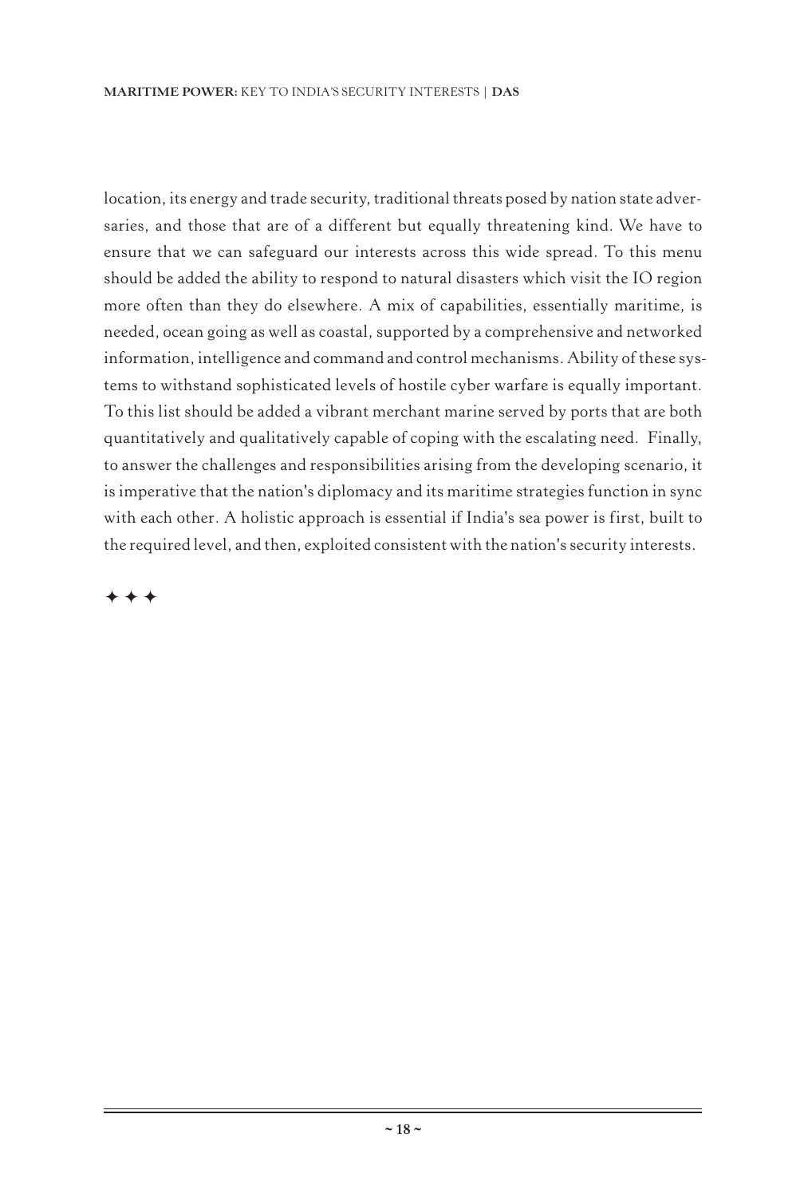location, its energy and trade security, traditional threats posed by nation state adversaries, and those that are of a different but equally threatening kind. We have to ensure that we can safeguard our interests across this wide spread. To this menu should be added the ability to respond to natural disasters which visit the IO region more often than they do elsewhere. A mix of capabilities, essentially maritime, is needed, ocean going as well as coastal, supported by a comprehensive and networked information, intelligence and command and control mechanisms. Ability of these systems to withstand sophisticated levels of hostile cyber warfare is equally important. To this list should be added a vibrant merchant marine served by ports that are both quantitatively and qualitatively capable of coping with the escalating need.  Finally, to answer the challenges and responsibilities arising from the developing scenario, it is imperative that the nation's diplomacy and its maritime strategies function in sync with each other. A holistic approach is essential if India's sea power is first, built to the required level, and then, exploited consistent with the nation's security interests.

✦ ✦ ✦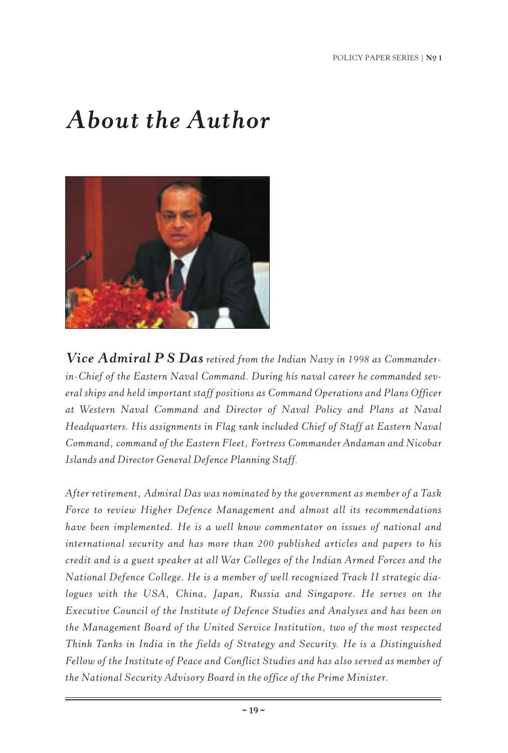# *About the Author*

***Vice Admiral P S Das*** *retired from the Indian Navy in 1998 as Commander-in-Chief of the Eastern Naval Command. During his naval career he commanded several ships and held important staff positions as Command Operations and Plans Officer at Western Naval Command and Director of Naval Policy and Plans at Naval Headquarters. His assignments in Flag rank included Chief of Staff at Eastern Naval Command, command of the Eastern Fleet, Fortress Commander Andaman and Nicobar Islands and Director General Defence Planning Staff.*

*After retirement, Admiral Das was nominated by the government as member of a Task Force to review Higher Defence Management and almost all its recommendations have been implemented. He is a well know commentator on issues of national and international security and has more than 200 published articles and papers to his credit and is a guest speaker at all War Colleges of the Indian Armed Forces and the National Defence College. He is a member of well recognized Track II strategic dialogues with the USA, China, Japan, Russia and Singapore. He serves on the Executive Council of the Institute of Defence Studies and Analyses and has been on the Management Board of the United Service Institution, two of the most respected Think Tanks in India in the fields of Strategy and Security. He is a Distinguished Fellow of the Institute of Peace and Conflict Studies and has also served as member of the National Security Advisory Board in the office of the Prime Minister.*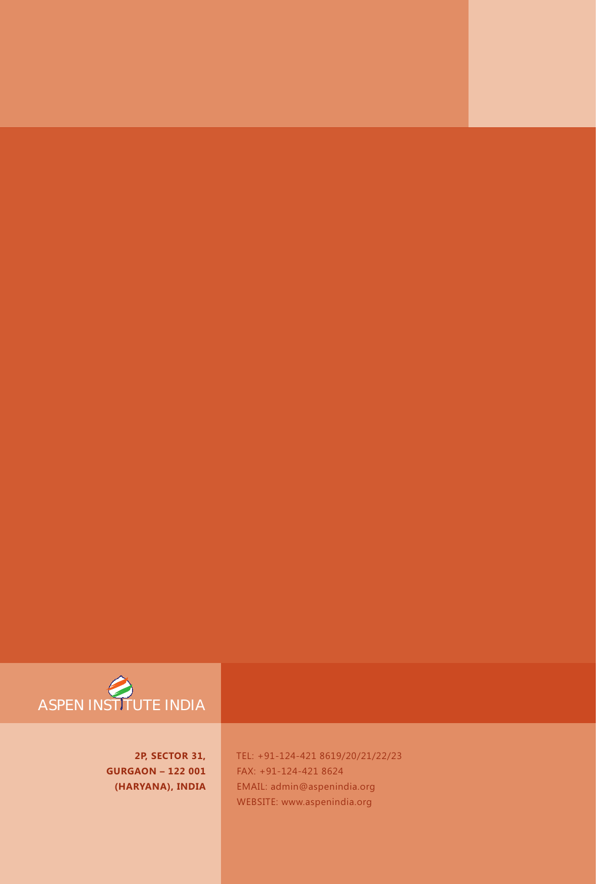ASPEN INSTITUTE INDIA

**2P, SECTOR 31,**
**GURGAON – 122 001**
**(HARYANA), INDIA**

TEL: +91-124-421 8619/20/21/22/23
FAX: +91-124-421 8624
EMAIL: admin@aspenindia.org
WEBSITE: www.aspenindia.org